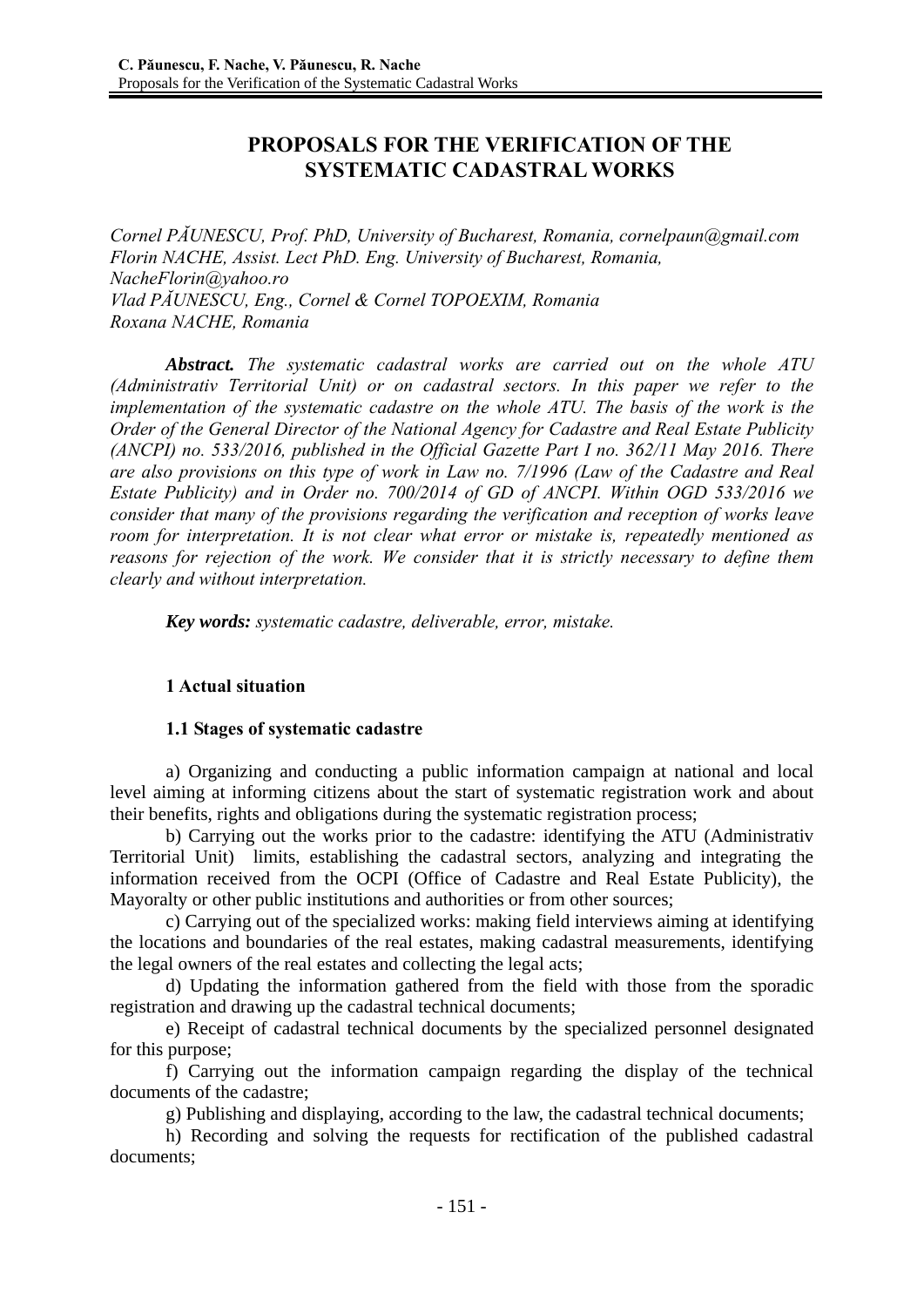# PROPOSALS FOR THE VERIFICATION OF THE SYSTEMATIC CADASTRAL WORKS

*Cornel PĂUNESCU, Prof. PhD, University of Bucharest, Romania, cornelpaun@gmail.com*
*Florin NACHE, Assist. Lect PhD. Eng. University of Bucharest, Romania, NacheFlorin@yahoo.ro*
*Vlad PĂUNESCU, Eng., Cornel & Cornel TOPOEXIM, Romania*
*Roxana NACHE, Romania*

***Abstract.*** *The systematic cadastral works are carried out on the whole ATU (Administrativ Territorial Unit) or on cadastral sectors. In this paper we refer to the implementation of the systematic cadastre on the whole ATU. The basis of the work is the Order of the General Director of the National Agency for Cadastre and Real Estate Publicity (ANCPI) no. 533/2016, published in the Official Gazette Part I no. 362/11 May 2016. There are also provisions on this type of work in Law no. 7/1996 (Law of the Cadastre and Real Estate Publicity) and in Order no. 700/2014 of GD of ANCPI. Within OGD 533/2016 we consider that many of the provisions regarding the verification and reception of works leave room for interpretation. It is not clear what error or mistake is, repeatedly mentioned as reasons for rejection of the work. We consider that it is strictly necessary to define them clearly and without interpretation.*

***Key words:*** *systematic cadastre, deliverable, error, mistake.*

## 1 Actual situation

### 1.1 Stages of systematic cadastre

a) Organizing and conducting a public information campaign at national and local level aiming at informing citizens about the start of systematic registration work and about their benefits, rights and obligations during the systematic registration process;

b) Carrying out the works prior to the cadastre: identifying the ATU (Administrativ Territorial Unit) limits, establishing the cadastral sectors, analyzing and integrating the information received from the OCPI (Office of Cadastre and Real Estate Publicity), the Mayoralty or other public institutions and authorities or from other sources;

c) Carrying out of the specialized works: making field interviews aiming at identifying the locations and boundaries of the real estates, making cadastral measurements, identifying the legal owners of the real estates and collecting the legal acts;

d) Updating the information gathered from the field with those from the sporadic registration and drawing up the cadastral technical documents;

e) Receipt of cadastral technical documents by the specialized personnel designated for this purpose;

f) Carrying out the information campaign regarding the display of the technical documents of the cadastre;

g) Publishing and displaying, according to the law, the cadastral technical documents;

h) Recording and solving the requests for rectification of the published cadastral documents;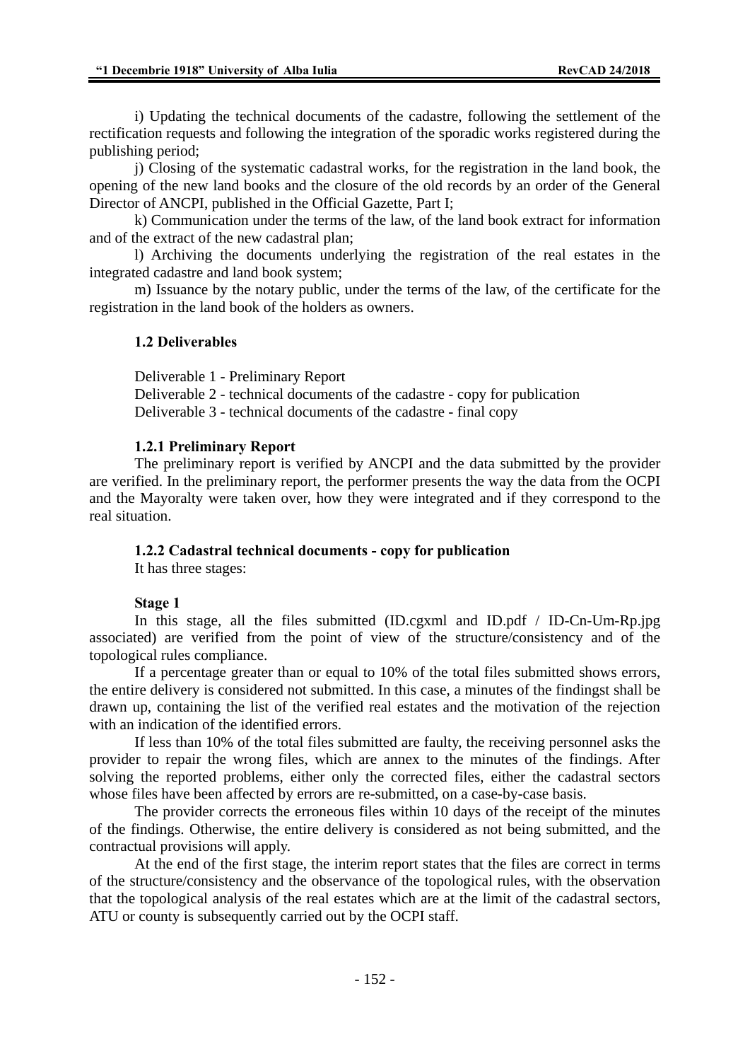i) Updating the technical documents of the cadastre, following the settlement of the rectification requests and following the integration of the sporadic works registered during the publishing period;

j) Closing of the systematic cadastral works, for the registration in the land book, the opening of the new land books and the closure of the old records by an order of the General Director of ANCPI, published in the Official Gazette, Part I;

k) Communication under the terms of the law, of the land book extract for information and of the extract of the new cadastral plan;

l) Archiving the documents underlying the registration of the real estates in the integrated cadastre and land book system;

m) Issuance by the notary public, under the terms of the law, of the certificate for the registration in the land book of the holders as owners.

### 1.2 Deliverables

Deliverable 1 - Preliminary Report
Deliverable 2 - technical documents of the cadastre - copy for publication
Deliverable 3 - technical documents of the cadastre - final copy

#### 1.2.1 Preliminary Report

The preliminary report is verified by ANCPI and the data submitted by the provider are verified. In the preliminary report, the performer presents the way the data from the OCPI and the Mayoralty were taken over, how they were integrated and if they correspond to the real situation.

#### 1.2.2 Cadastral technical documents - copy for publication

It has three stages:

**Stage 1**

In this stage, all the files submitted (ID.cgxml and ID.pdf / ID-Cn-Um-Rp.jpg associated) are verified from the point of view of the structure/consistency and of the topological rules compliance.

If a percentage greater than or equal to 10% of the total files submitted shows errors, the entire delivery is considered not submitted. In this case, a minutes of the findingst shall be drawn up, containing the list of the verified real estates and the motivation of the rejection with an indication of the identified errors.

If less than 10% of the total files submitted are faulty, the receiving personnel asks the provider to repair the wrong files, which are annex to the minutes of the findings. After solving the reported problems, either only the corrected files, either the cadastral sectors whose files have been affected by errors are re-submitted, on a case-by-case basis.

The provider corrects the erroneous files within 10 days of the receipt of the minutes of the findings. Otherwise, the entire delivery is considered as not being submitted, and the contractual provisions will apply.

At the end of the first stage, the interim report states that the files are correct in terms of the structure/consistency and the observance of the topological rules, with the observation that the topological analysis of the real estates which are at the limit of the cadastral sectors, ATU or county is subsequently carried out by the OCPI staff.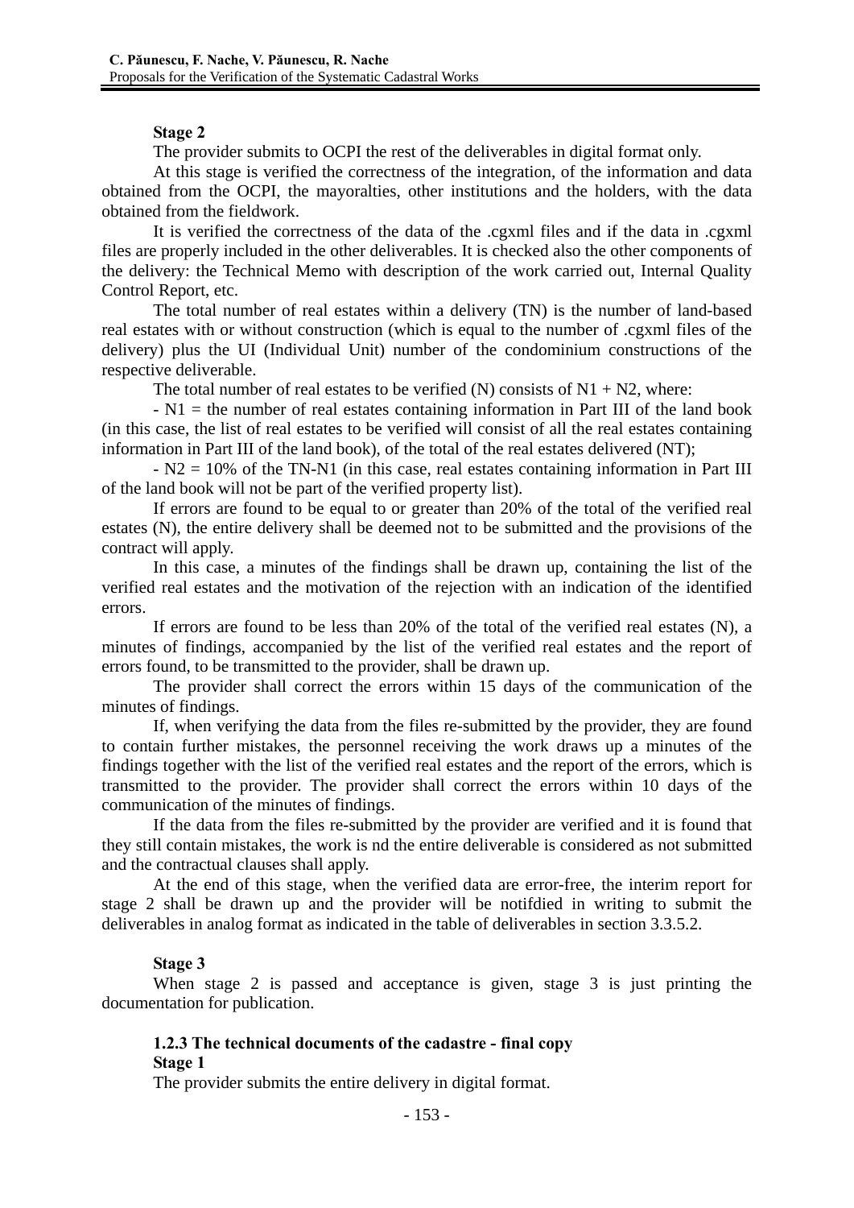**Stage 2**

The provider submits to OCPI the rest of the deliverables in digital format only.

At this stage is verified the correctness of the integration, of the information and data obtained from the OCPI, the mayoralties, other institutions and the holders, with the data obtained from the fieldwork.

It is verified the correctness of the data of the .cgxml files and if the data in .cgxml files are properly included in the other deliverables. It is checked also the other components of the delivery: the Technical Memo with description of the work carried out, Internal Quality Control Report, etc.

The total number of real estates within a delivery (TN) is the number of land-based real estates with or without construction (which is equal to the number of .cgxml files of the delivery) plus the UI (Individual Unit) number of the condominium constructions of the respective deliverable.

The total number of real estates to be verified (N) consists of N1 + N2, where:

- N1 = the number of real estates containing information in Part III of the land book (in this case, the list of real estates to be verified will consist of all the real estates containing information in Part III of the land book), of the total of the real estates delivered (NT);

- N2 = 10% of the TN-N1 (in this case, real estates containing information in Part III of the land book will not be part of the verified property list).

If errors are found to be equal to or greater than 20% of the total of the verified real estates (N), the entire delivery shall be deemed not to be submitted and the provisions of the contract will apply.

In this case, a minutes of the findings shall be drawn up, containing the list of the verified real estates and the motivation of the rejection with an indication of the identified errors.

If errors are found to be less than 20% of the total of the verified real estates (N), a minutes of findings, accompanied by the list of the verified real estates and the report of errors found, to be transmitted to the provider, shall be drawn up.

The provider shall correct the errors within 15 days of the communication of the minutes of findings.

If, when verifying the data from the files re-submitted by the provider, they are found to contain further mistakes, the personnel receiving the work draws up a minutes of the findings together with the list of the verified real estates and the report of the errors, which is transmitted to the provider. The provider shall correct the errors within 10 days of the communication of the minutes of findings.

If the data from the files re-submitted by the provider are verified and it is found that they still contain mistakes, the work is nd the entire deliverable is considered as not submitted and the contractual clauses shall apply.

At the end of this stage, when the verified data are error-free, the interim report for stage 2 shall be drawn up and the provider will be notifdied in writing to submit the deliverables in analog format as indicated in the table of deliverables in section 3.3.5.2.

**Stage 3**

When stage 2 is passed and acceptance is given, stage 3 is just printing the documentation for publication.

### 1.2.3 The technical documents of the cadastre - final copy

**Stage 1**

The provider submits the entire delivery in digital format.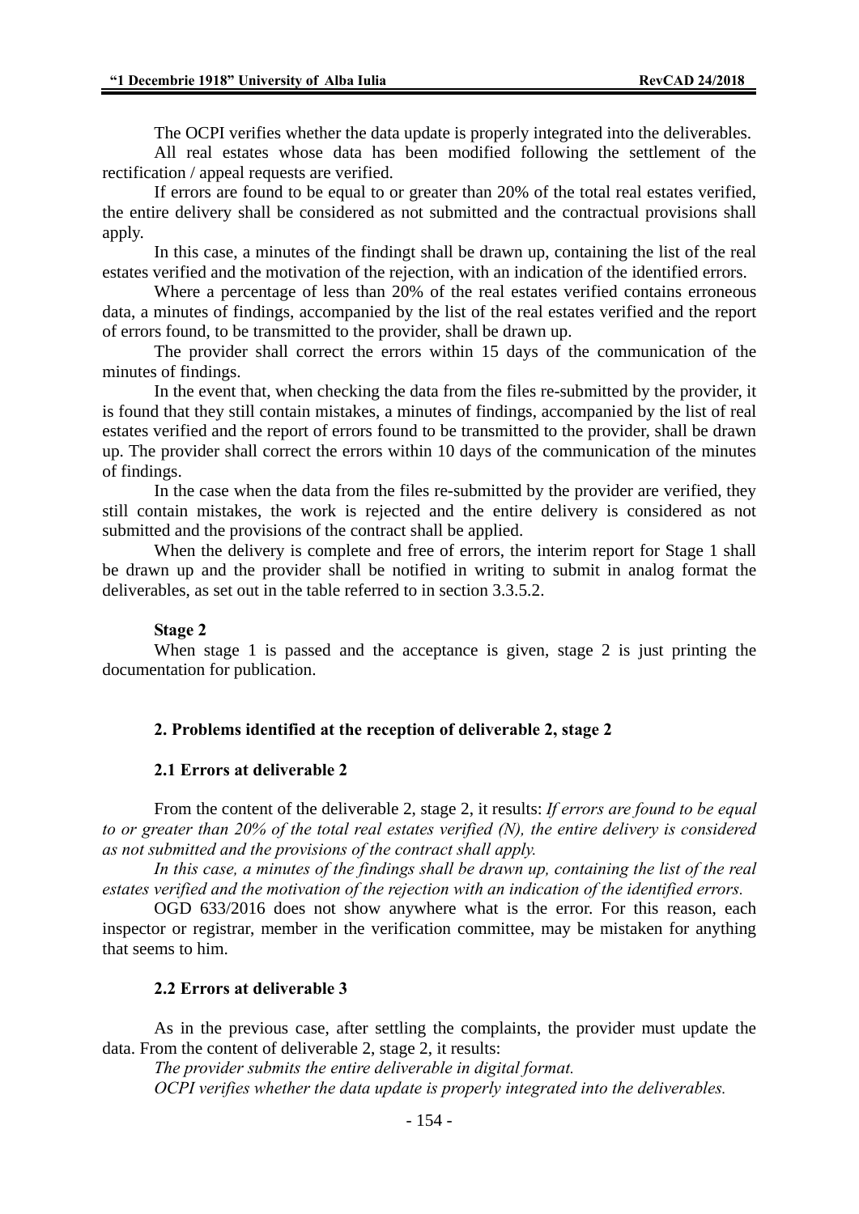The OCPI verifies whether the data update is properly integrated into the deliverables.

All real estates whose data has been modified following the settlement of the rectification / appeal requests are verified.

If errors are found to be equal to or greater than 20% of the total real estates verified, the entire delivery shall be considered as not submitted and the contractual provisions shall apply.

In this case, a minutes of the findingt shall be drawn up, containing the list of the real estates verified and the motivation of the rejection, with an indication of the identified errors.

Where a percentage of less than 20% of the real estates verified contains erroneous data, a minutes of findings, accompanied by the list of the real estates verified and the report of errors found, to be transmitted to the provider, shall be drawn up.

The provider shall correct the errors within 15 days of the communication of the minutes of findings.

In the event that, when checking the data from the files re-submitted by the provider, it is found that they still contain mistakes, a minutes of findings, accompanied by the list of real estates verified and the report of errors found to be transmitted to the provider, shall be drawn up. The provider shall correct the errors within 10 days of the communication of the minutes of findings.

In the case when the data from the files re-submitted by the provider are verified, they still contain mistakes, the work is rejected and the entire delivery is considered as not submitted and the provisions of the contract shall be applied.

When the delivery is complete and free of errors, the interim report for Stage 1 shall be drawn up and the provider shall be notified in writing to submit in analog format the deliverables, as set out in the table referred to in section 3.3.5.2.

**Stage 2**

When stage 1 is passed and the acceptance is given, stage 2 is just printing the documentation for publication.

## 2. Problems identified at the reception of deliverable 2, stage 2

### 2.1 Errors at deliverable 2

From the content of the deliverable 2, stage 2, it results: *If errors are found to be equal to or greater than 20% of the total real estates verified (N), the entire delivery is considered as not submitted and the provisions of the contract shall apply.*

*In this case, a minutes of the findings shall be drawn up, containing the list of the real estates verified and the motivation of the rejection with an indication of the identified errors.*

OGD 633/2016 does not show anywhere what is the error. For this reason, each inspector or registrar, member in the verification committee, may be mistaken for anything that seems to him.

### 2.2 Errors at deliverable 3

As in the previous case, after settling the complaints, the provider must update the data. From the content of deliverable 2, stage 2, it results:

*The provider submits the entire deliverable in digital format.*

*OCPI verifies whether the data update is properly integrated into the deliverables.*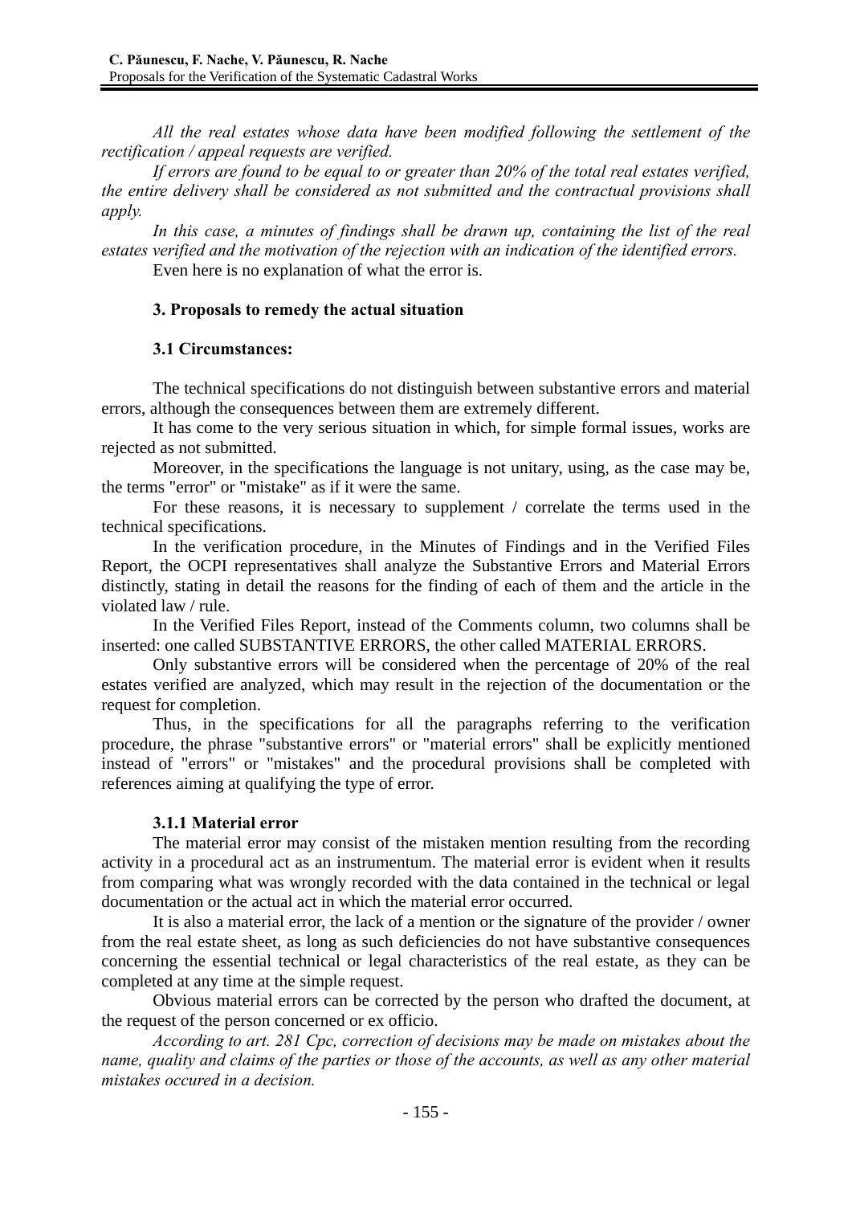*All the real estates whose data have been modified following the settlement of the rectification / appeal requests are verified.*

*If errors are found to be equal to or greater than 20% of the total real estates verified, the entire delivery shall be considered as not submitted and the contractual provisions shall apply.*

*In this case, a minutes of findings shall be drawn up, containing the list of the real estates verified and the motivation of the rejection with an indication of the identified errors.*

Even here is no explanation of what the error is.

## 3. Proposals to remedy the actual situation

### 3.1 Circumstances:

The technical specifications do not distinguish between substantive errors and material errors, although the consequences between them are extremely different.

It has come to the very serious situation in which, for simple formal issues, works are rejected as not submitted.

Moreover, in the specifications the language is not unitary, using, as the case may be, the terms "error" or "mistake" as if it were the same.

For these reasons, it is necessary to supplement / correlate the terms used in the technical specifications.

In the verification procedure, in the Minutes of Findings and in the Verified Files Report, the OCPI representatives shall analyze the Substantive Errors and Material Errors distinctly, stating in detail the reasons for the finding of each of them and the article in the violated law / rule.

In the Verified Files Report, instead of the Comments column, two columns shall be inserted: one called SUBSTANTIVE ERRORS, the other called MATERIAL ERRORS.

Only substantive errors will be considered when the percentage of 20% of the real estates verified are analyzed, which may result in the rejection of the documentation or the request for completion.

Thus, in the specifications for all the paragraphs referring to the verification procedure, the phrase "substantive errors" or "material errors" shall be explicitly mentioned instead of "errors" or "mistakes" and the procedural provisions shall be completed with references aiming at qualifying the type of error.

#### 3.1.1 Material error

The material error may consist of the mistaken mention resulting from the recording activity in a procedural act as an instrumentum. The material error is evident when it results from comparing what was wrongly recorded with the data contained in the technical or legal documentation or the actual act in which the material error occurred.

It is also a material error, the lack of a mention or the signature of the provider / owner from the real estate sheet, as long as such deficiencies do not have substantive consequences concerning the essential technical or legal characteristics of the real estate, as they can be completed at any time at the simple request.

Obvious material errors can be corrected by the person who drafted the document, at the request of the person concerned or ex officio.

*According to art. 281 Cpc, correction of decisions may be made on mistakes about the name, quality and claims of the parties or those of the accounts, as well as any other material mistakes occured in a decision.*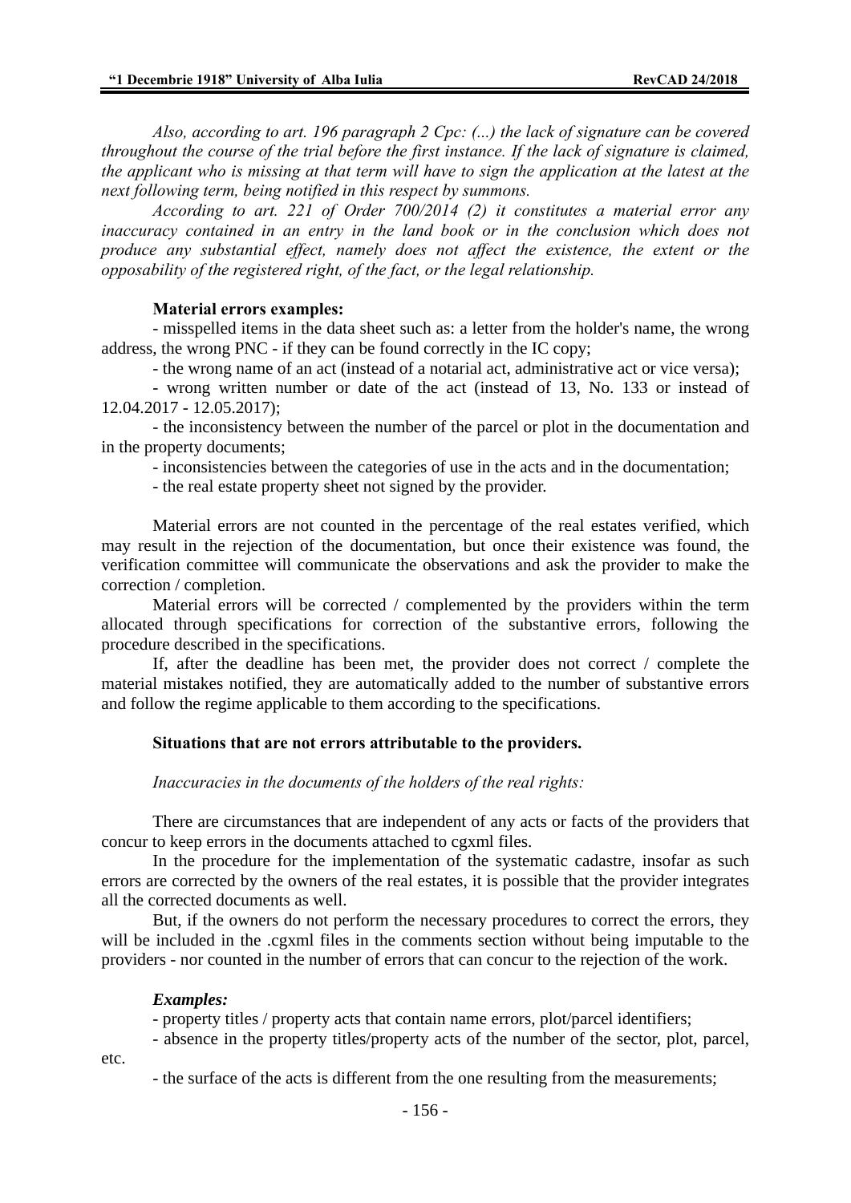*Also, according to art. 196 paragraph 2 Cpc: (...) the lack of signature can be covered throughout the course of the trial before the first instance. If the lack of signature is claimed, the applicant who is missing at that term will have to sign the application at the latest at the next following term, being notified in this respect by summons.*

*According to art. 221 of Order 700/2014 (2) it constitutes a material error any inaccuracy contained in an entry in the land book or in the conclusion which does not produce any substantial effect, namely does not affect the existence, the extent or the opposability of the registered right, of the fact, or the legal relationship.*

**Material errors examples:**

- misspelled items in the data sheet such as: a letter from the holder's name, the wrong address, the wrong PNC - if they can be found correctly in the IC copy;
- the wrong name of an act (instead of a notarial act, administrative act or vice versa);
- wrong written number or date of the act (instead of 13, No. 133 or instead of 12.04.2017 - 12.05.2017);
- the inconsistency between the number of the parcel or plot in the documentation and in the property documents;
- inconsistencies between the categories of use in the acts and in the documentation;
- the real estate property sheet not signed by the provider.

Material errors are not counted in the percentage of the real estates verified, which may result in the rejection of the documentation, but once their existence was found, the verification committee will communicate the observations and ask the provider to make the correction / completion.

Material errors will be corrected / complemented by the providers within the term allocated through specifications for correction of the substantive errors, following the procedure described in the specifications.

If, after the deadline has been met, the provider does not correct / complete the material mistakes notified, they are automatically added to the number of substantive errors and follow the regime applicable to them according to the specifications.

**Situations that are not errors attributable to the providers.**

*Inaccuracies in the documents of the holders of the real rights:*

There are circumstances that are independent of any acts or facts of the providers that concur to keep errors in the documents attached to cgxml files.

In the procedure for the implementation of the systematic cadastre, insofar as such errors are corrected by the owners of the real estates, it is possible that the provider integrates all the corrected documents as well.

But, if the owners do not perform the necessary procedures to correct the errors, they will be included in the .cgxml files in the comments section without being imputable to the providers - nor counted in the number of errors that can concur to the rejection of the work.

***Examples:***

- property titles / property acts that contain name errors, plot/parcel identifiers;
- absence in the property titles/property acts of the number of the sector, plot, parcel, etc.
- the surface of the acts is different from the one resulting from the measurements;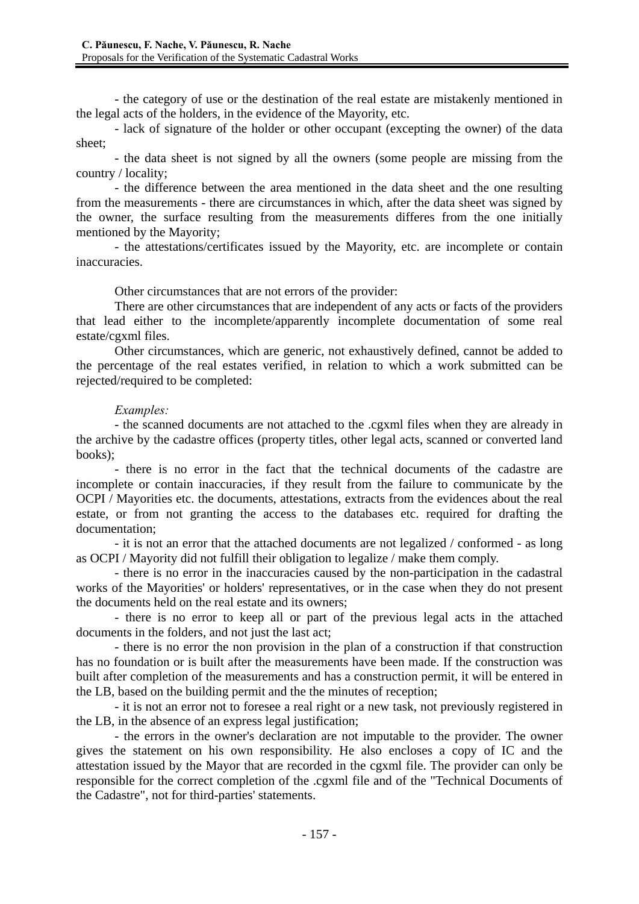- the category of use or the destination of the real estate are mistakenly mentioned in the legal acts of the holders, in the evidence of the Mayority, etc.

- lack of signature of the holder or other occupant (excepting the owner) of the data sheet;

- the data sheet is not signed by all the owners (some people are missing from the country / locality;

- the difference between the area mentioned in the data sheet and the one resulting from the measurements - there are circumstances in which, after the data sheet was signed by the owner, the surface resulting from the measurements differes from the one initially mentioned by the Mayority;

- the attestations/certificates issued by the Mayority, etc. are incomplete or contain inaccuracies.

Other circumstances that are not errors of the provider:

There are other circumstances that are independent of any acts or facts of the providers that lead either to the incomplete/apparently incomplete documentation of some real estate/cgxml files.

Other circumstances, which are generic, not exhaustively defined, cannot be added to the percentage of the real estates verified, in relation to which a work submitted can be rejected/required to be completed:

*Examples:*

- the scanned documents are not attached to the .cgxml files when they are already in the archive by the cadastre offices (property titles, other legal acts, scanned or converted land books);

- there is no error in the fact that the technical documents of the cadastre are incomplete or contain inaccuracies, if they result from the failure to communicate by the OCPI / Mayorities etc. the documents, attestations, extracts from the evidences about the real estate, or from not granting the access to the databases etc. required for drafting the documentation;

- it is not an error that the attached documents are not legalized / conformed - as long as OCPI / Mayority did not fulfill their obligation to legalize / make them comply.

- there is no error in the inaccuracies caused by the non-participation in the cadastral works of the Mayorities' or holders' representatives, or in the case when they do not present the documents held on the real estate and its owners;

- there is no error to keep all or part of the previous legal acts in the attached documents in the folders, and not just the last act;

- there is no error the non provision in the plan of a construction if that construction has no foundation or is built after the measurements have been made. If the construction was built after completion of the measurements and has a construction permit, it will be entered in the LB, based on the building permit and the the minutes of reception;

- it is not an error not to foresee a real right or a new task, not previously registered in the LB, in the absence of an express legal justification;

- the errors in the owner's declaration are not imputable to the provider. The owner gives the statement on his own responsibility. He also encloses a copy of IC and the attestation issued by the Mayor that are recorded in the cgxml file. The provider can only be responsible for the correct completion of the .cgxml file and of the "Technical Documents of the Cadastre", not for third-parties' statements.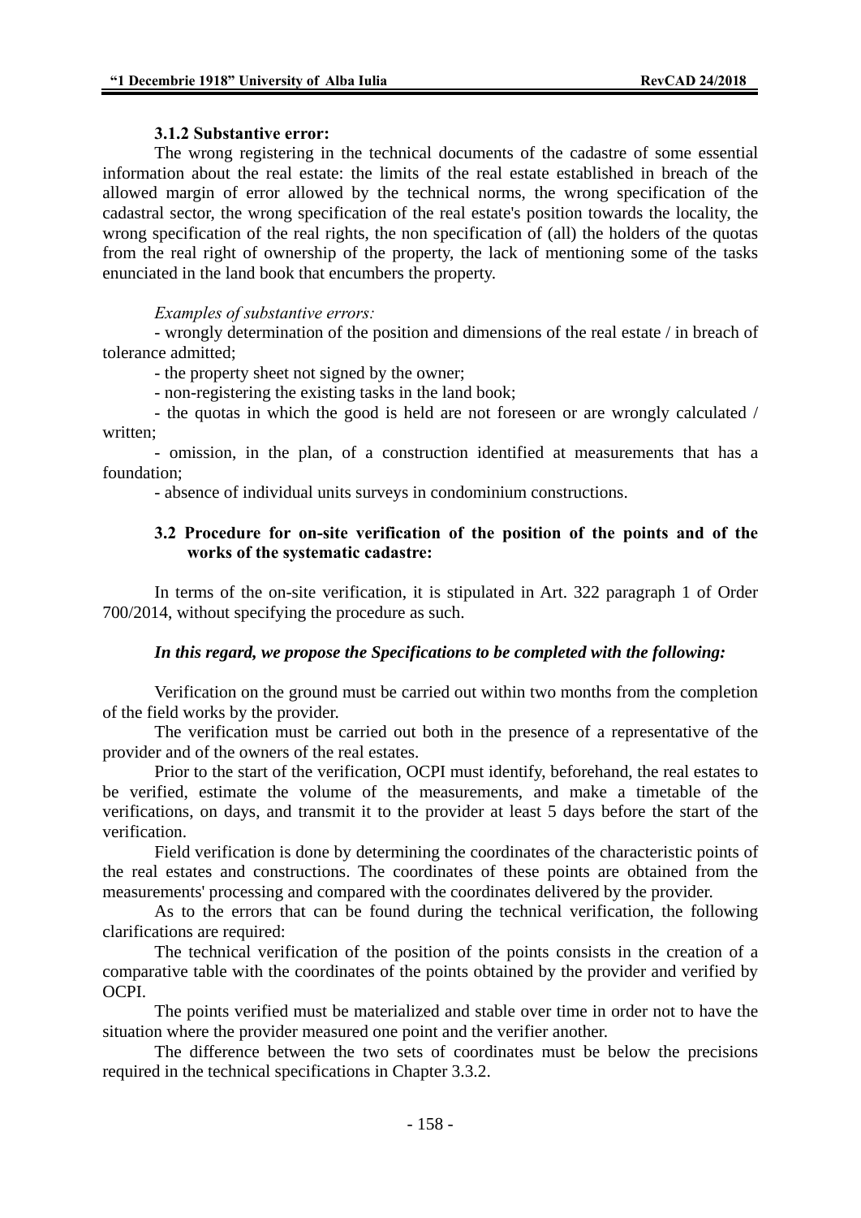### 3.1.2 Substantive error:

The wrong registering in the technical documents of the cadastre of some essential information about the real estate: the limits of the real estate established in breach of the allowed margin of error allowed by the technical norms, the wrong specification of the cadastral sector, the wrong specification of the real estate's position towards the locality, the wrong specification of the real rights, the non specification of (all) the holders of the quotas from the real right of ownership of the property, the lack of mentioning some of the tasks enunciated in the land book that encumbers the property.

*Examples of substantive errors:*

- wrongly determination of the position and dimensions of the real estate / in breach of tolerance admitted;
- the property sheet not signed by the owner;
- non-registering the existing tasks in the land book;
- the quotas in which the good is held are not foreseen or are wrongly calculated / written;
- omission, in the plan, of a construction identified at measurements that has a foundation;
- absence of individual units surveys in condominium constructions.

### 3.2 Procedure for on-site verification of the position of the points and of the works of the systematic cadastre:

In terms of the on-site verification, it is stipulated in Art. 322 paragraph 1 of Order 700/2014, without specifying the procedure as such.

***In this regard, we propose the Specifications to be completed with the following:***

Verification on the ground must be carried out within two months from the completion of the field works by the provider.

The verification must be carried out both in the presence of a representative of the provider and of the owners of the real estates.

Prior to the start of the verification, OCPI must identify, beforehand, the real estates to be verified, estimate the volume of the measurements, and make a timetable of the verifications, on days, and transmit it to the provider at least 5 days before the start of the verification.

Field verification is done by determining the coordinates of the characteristic points of the real estates and constructions. The coordinates of these points are obtained from the measurements' processing and compared with the coordinates delivered by the provider.

As to the errors that can be found during the technical verification, the following clarifications are required:

The technical verification of the position of the points consists in the creation of a comparative table with the coordinates of the points obtained by the provider and verified by OCPI.

The points verified must be materialized and stable over time in order not to have the situation where the provider measured one point and the verifier another.

The difference between the two sets of coordinates must be below the precisions required in the technical specifications in Chapter 3.3.2.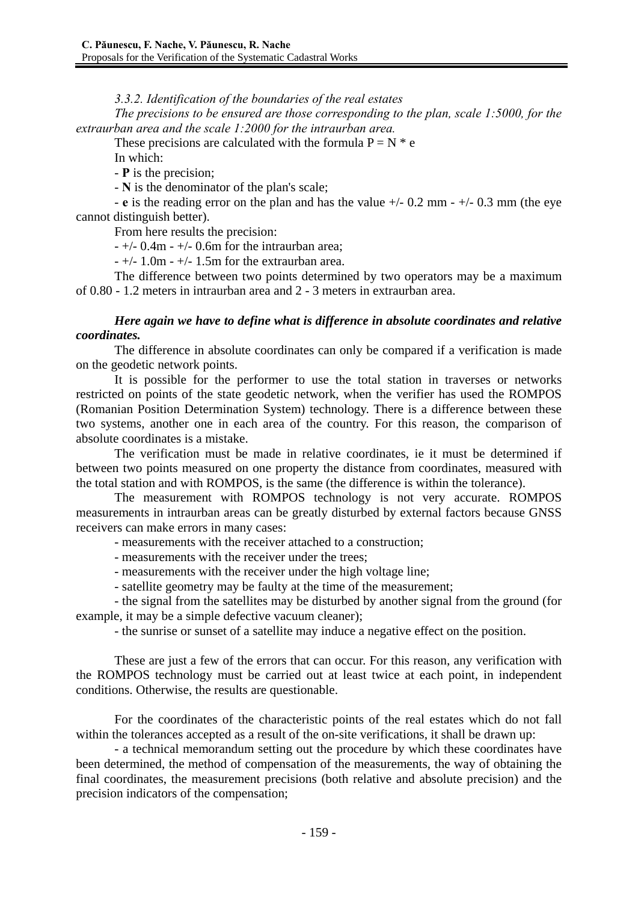*3.3.2. Identification of the boundaries of the real estates*

*The precisions to be ensured are those corresponding to the plan, scale 1:5000, for the extraurban area and the scale 1:2000 for the intraurban area.*

These precisions are calculated with the formula $P = N * e$

In which:

- **P** is the precision;
- **N** is the denominator of the plan's scale;
- **e** is the reading error on the plan and has the value +/- 0.2 mm - +/- 0.3 mm (the eye cannot distinguish better).

From here results the precision:

- +/- 0.4m - +/- 0.6m for the intraurban area;
- +/- 1.0m - +/- 1.5m for the extraurban area.

The difference between two points determined by two operators may be a maximum of 0.80 - 1.2 meters in intraurban area and 2 - 3 meters in extraurban area.

***Here again we have to define what is difference in absolute coordinates and relative coordinates.***

The difference in absolute coordinates can only be compared if a verification is made on the geodetic network points.

It is possible for the performer to use the total station in traverses or networks restricted on points of the state geodetic network, when the verifier has used the ROMPOS (Romanian Position Determination System) technology. There is a difference between these two systems, another one in each area of the country. For this reason, the comparison of absolute coordinates is a mistake.

The verification must be made in relative coordinates, ie it must be determined if between two points measured on one property the distance from coordinates, measured with the total station and with ROMPOS, is the same (the difference is within the tolerance).

The measurement with ROMPOS technology is not very accurate. ROMPOS measurements in intraurban areas can be greatly disturbed by external factors because GNSS receivers can make errors in many cases:

- measurements with the receiver attached to a construction;
- measurements with the receiver under the trees;
- measurements with the receiver under the high voltage line;
- satellite geometry may be faulty at the time of the measurement;
- the signal from the satellites may be disturbed by another signal from the ground (for example, it may be a simple defective vacuum cleaner);
- the sunrise or sunset of a satellite may induce a negative effect on the position.

These are just a few of the errors that can occur. For this reason, any verification with the ROMPOS technology must be carried out at least twice at each point, in independent conditions. Otherwise, the results are questionable.

For the coordinates of the characteristic points of the real estates which do not fall within the tolerances accepted as a result of the on-site verifications, it shall be drawn up:

- a technical memorandum setting out the procedure by which these coordinates have been determined, the method of compensation of the measurements, the way of obtaining the final coordinates, the measurement precisions (both relative and absolute precision) and the precision indicators of the compensation;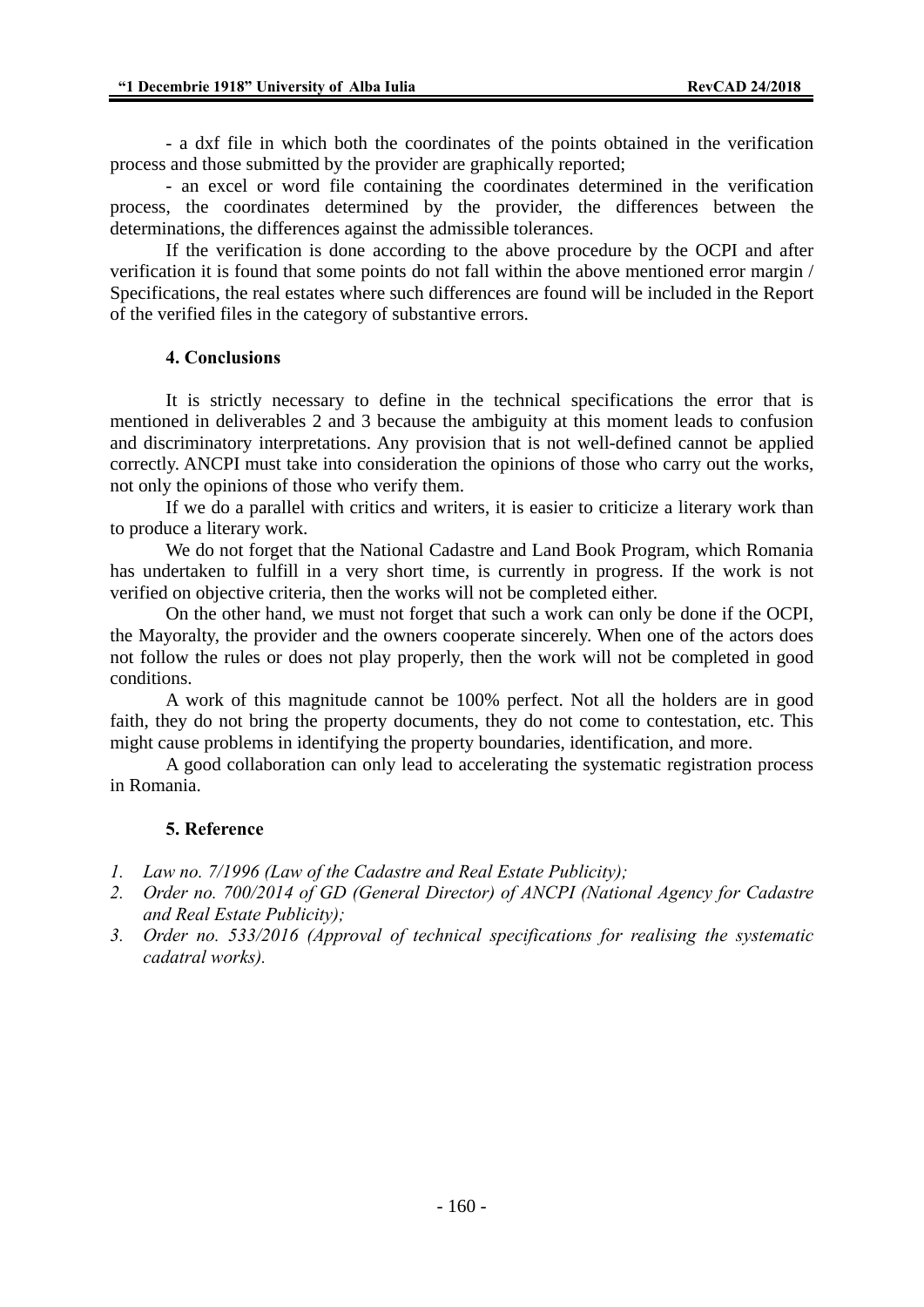- a dxf file in which both the coordinates of the points obtained in the verification process and those submitted by the provider are graphically reported;

- an excel or word file containing the coordinates determined in the verification process, the coordinates determined by the provider, the differences between the determinations, the differences against the admissible tolerances.

If the verification is done according to the above procedure by the OCPI and after verification it is found that some points do not fall within the above mentioned error margin / Specifications, the real estates where such differences are found will be included in the Report of the verified files in the category of substantive errors.

## 4. Conclusions

It is strictly necessary to define in the technical specifications the error that is mentioned in deliverables 2 and 3 because the ambiguity at this moment leads to confusion and discriminatory interpretations. Any provision that is not well-defined cannot be applied correctly. ANCPI must take into consideration the opinions of those who carry out the works, not only the opinions of those who verify them.

If we do a parallel with critics and writers, it is easier to criticize a literary work than to produce a literary work.

We do not forget that the National Cadastre and Land Book Program, which Romania has undertaken to fulfill in a very short time, is currently in progress. If the work is not verified on objective criteria, then the works will not be completed either.

On the other hand, we must not forget that such a work can only be done if the OCPI, the Mayoralty, the provider and the owners cooperate sincerely. When one of the actors does not follow the rules or does not play properly, then the work will not be completed in good conditions.

A work of this magnitude cannot be 100% perfect. Not all the holders are in good faith, they do not bring the property documents, they do not come to contestation, etc. This might cause problems in identifying the property boundaries, identification, and more.

A good collaboration can only lead to accelerating the systematic registration process in Romania.

## 5. Reference

1. *Law no. 7/1996 (Law of the Cadastre and Real Estate Publicity);*
2. *Order no. 700/2014 of GD (General Director) of ANCPI (National Agency for Cadastre and Real Estate Publicity);*
3. *Order no. 533/2016 (Approval of technical specifications for realising the systematic cadatral works).*